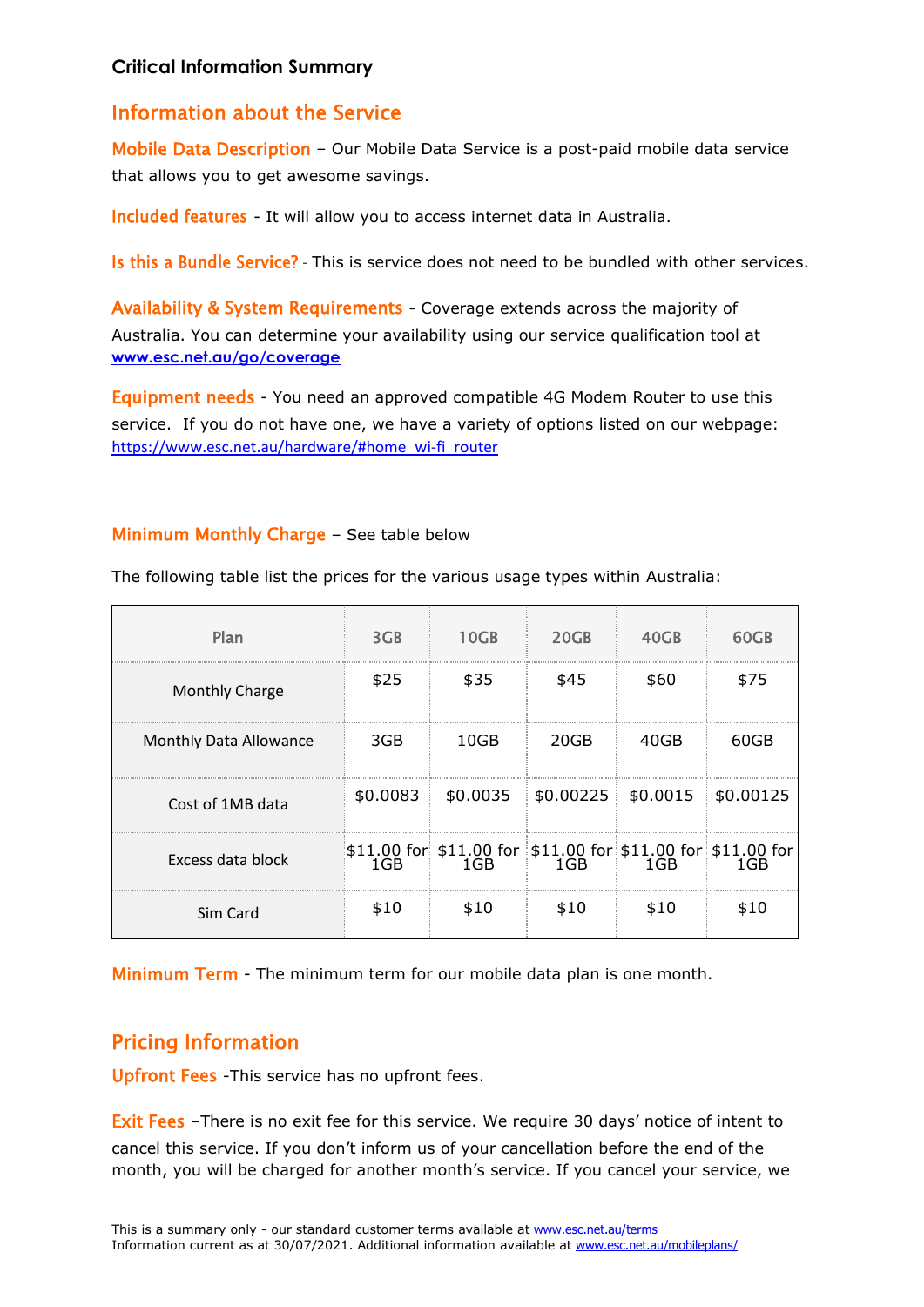**Critical Information Summary**

## Information about the Service

**Mobile Data Description** – Our Mobile Data Service is a post-paid mobile data service that allows you to get awesome savings.

**Included features** - It will allow you to access internet data in Australia.

**Is this a Bundle Service?** - This is service does not need to be bundled with other services.

**Availability & System Requirements** - Coverage extends across the majority of Australia. You can determine your availability using our service qualification tool at **www.esc.net.au/go/coverage**

**Equipment needs** - You need an approved compatible 4G Modem Router to use this service. If you do not have one, we have a variety of options listed on our webpage: https://www.esc.net.au/hardware/#home_wi-fi_router

**Minimum Monthly Charge** – See table below

The following table list the prices for the various usage types within Australia:

| Plan | 3GB | 10GB | 20GB | 40GB | 60GB |
|---|---|---|---|---|---|
| Monthly Charge | $25 | $35 | $45 | $60 | $75 |
| Monthly Data Allowance | 3GB | 10GB | 20GB | 40GB | 60GB |
| Cost of 1MB data | $0.0083 | $0.0035 | $0.00225 | $0.0015 | $0.00125 |
| Excess data block | $11.00 for 1GB | $11.00 for 1GB | $11.00 for 1GB | $11.00 for 1GB | $11.00 for 1GB |
| Sim Card | $10 | $10 | $10 | $10 | $10 |

**Minimum Term** - The minimum term for our mobile data plan is one month.

## Pricing Information

**Upfront Fees** -This service has no upfront fees.

**Exit Fees** –There is no exit fee for this service. We require 30 days' notice of intent to cancel this service. If you don't inform us of your cancellation before the end of the month, you will be charged for another month's service. If you cancel your service, we

This is a summary only - our standard customer terms available at www.esc.net.au/terms
Information current as at 30/07/2021. Additional information available at www.esc.net.au/mobileplans/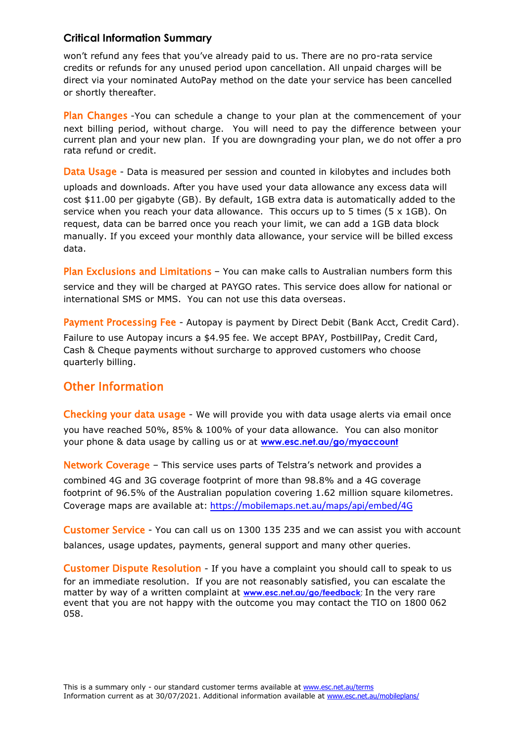## Critical Information Summary

won't refund any fees that you've already paid to us. There are no pro-rata service credits or refunds for any unused period upon cancellation. All unpaid charges will be direct via your nominated AutoPay method on the date your service has been cancelled or shortly thereafter.

**Plan Changes** -You can schedule a change to your plan at the commencement of your next billing period, without charge. You will need to pay the difference between your current plan and your new plan. If you are downgrading your plan, we do not offer a pro rata refund or credit.

**Data Usage** - Data is measured per session and counted in kilobytes and includes both uploads and downloads. After you have used your data allowance any excess data will cost $11.00 per gigabyte (GB). By default, 1GB extra data is automatically added to the service when you reach your data allowance. This occurs up to 5 times (5 x 1GB). On request, data can be barred once you reach your limit, we can add a 1GB data block manually. If you exceed your monthly data allowance, your service will be billed excess data.

**Plan Exclusions and Limitations** – You can make calls to Australian numbers form this service and they will be charged at PAYGO rates. This service does allow for national or international SMS or MMS. You can not use this data overseas.

**Payment Processing Fee** - Autopay is payment by Direct Debit (Bank Acct, Credit Card). Failure to use Autopay incurs a $4.95 fee. We accept BPAY, PostbillPay, Credit Card, Cash & Cheque payments without surcharge to approved customers who choose quarterly billing.

## Other Information

**Checking your data usage** - We will provide you with data usage alerts via email once you have reached 50%, 85% & 100% of your data allowance. You can also monitor your phone & data usage by calling us or at [www.esc.net.au/go/myaccount](www.esc.net.au/go/myaccount)

**Network Coverage** – This service uses parts of Telstra's network and provides a combined 4G and 3G coverage footprint of more than 98.8% and a 4G coverage footprint of 96.5% of the Australian population covering 1.62 million square kilometres. Coverage maps are available at: https://mobilemaps.net.au/maps/api/embed/4G

**Customer Service** - You can call us on 1300 135 235 and we can assist you with account balances, usage updates, payments, general support and many other queries.

**Customer Dispute Resolution** - If you have a complaint you should call to speak to us for an immediate resolution. If you are not reasonably satisfied, you can escalate the matter by way of a written complaint at [www.esc.net.au/go/feedback](www.esc.net.au/go/feedback); In the very rare event that you are not happy with the outcome you may contact the TIO on 1800 062 058.

This is a summary only - our standard customer terms available at www.esc.net.au/terms
Information current as at 30/07/2021. Additional information available at www.esc.net.au/mobileplans/